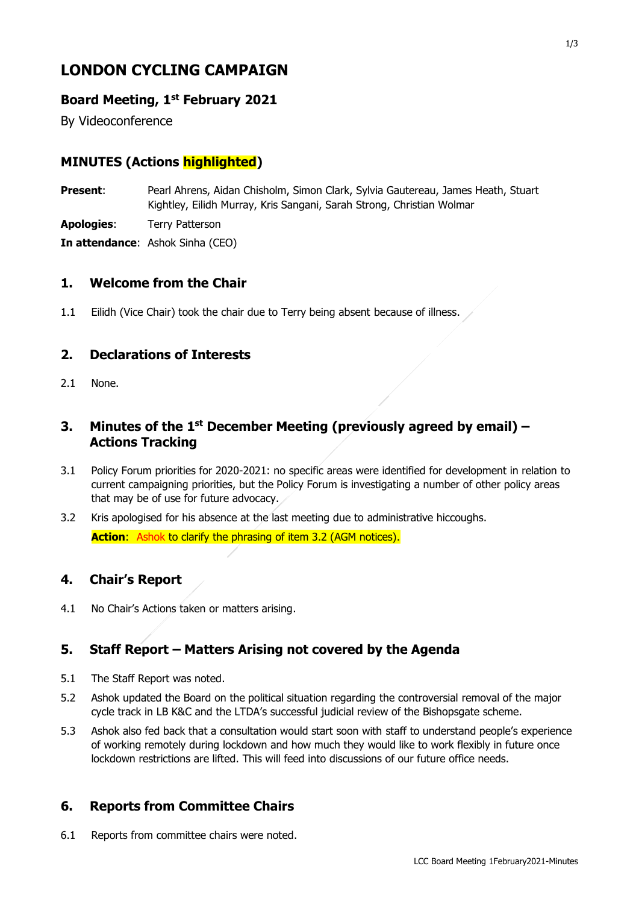# LONDON CYCLING CAMPAIGN

## Board Meeting, 1st February 2021

By Videoconference

## MINUTES (Actions highlighted)

**Present**: Pearl Ahrens, Aidan Chisholm, Simon Clark, Sylvia Gautereau, James Heath, Stuart Kightley, Eilidh Murray, Kris Sangani, Sarah Strong, Christian Wolmar

**Apologies**: Terry Patterson

**In attendance**: Ashok Sinha (CEO)

## 1. Welcome from the Chair

1.1 Eilidh (Vice Chair) took the chair due to Terry being absent because of illness.

## 2. Declarations of Interests

2.1 None.

## 3. Minutes of the 1st December Meeting (previously agreed by email) – Actions Tracking

3.1 Policy Forum priorities for 2020-2021: no specific areas were identified for development in relation to current campaigning priorities, but the Policy Forum is investigating a number of other policy areas that may be of use for future advocacy.

3.2 Kris apologised for his absence at the last meeting due to administrative hiccoughs.

**Action**: Ashok to clarify the phrasing of item 3.2 (AGM notices).

## 4. Chair's Report

4.1 No Chair's Actions taken or matters arising.

## 5. Staff Report – Matters Arising not covered by the Agenda

5.1 The Staff Report was noted.

5.2 Ashok updated the Board on the political situation regarding the controversial removal of the major cycle track in LB K&C and the LTDA's successful judicial review of the Bishopsgate scheme.

5.3 Ashok also fed back that a consultation would start soon with staff to understand people's experience of working remotely during lockdown and how much they would like to work flexibly in future once lockdown restrictions are lifted. This will feed into discussions of our future office needs.

## 6. Reports from Committee Chairs

6.1 Reports from committee chairs were noted.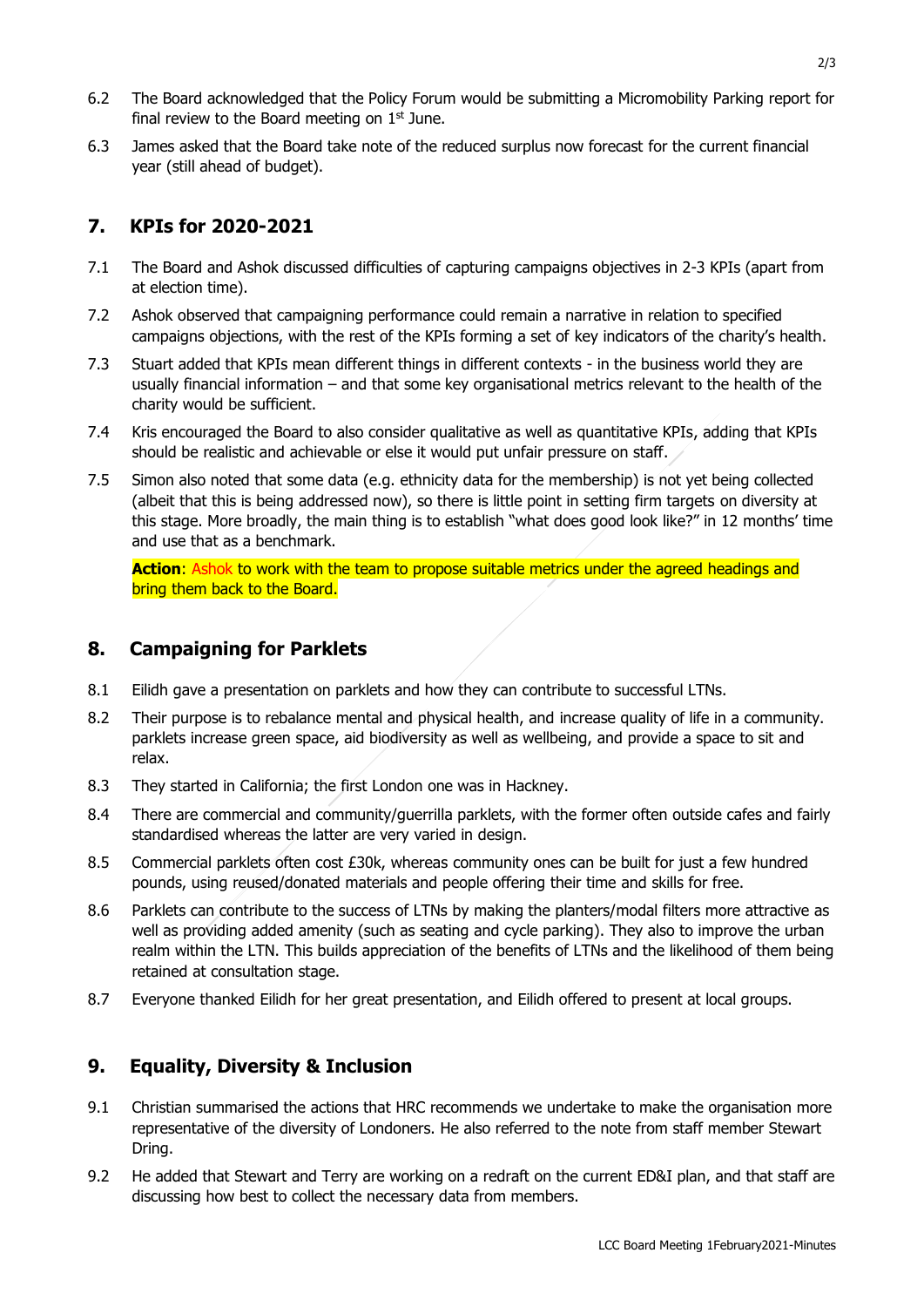6.2 The Board acknowledged that the Policy Forum would be submitting a Micromobility Parking report for final review to the Board meeting on 1st June.

6.3 James asked that the Board take note of the reduced surplus now forecast for the current financial year (still ahead of budget).

## 7. KPIs for 2020-2021

7.1 The Board and Ashok discussed difficulties of capturing campaigns objectives in 2-3 KPIs (apart from at election time).

7.2 Ashok observed that campaigning performance could remain a narrative in relation to specified campaigns objections, with the rest of the KPIs forming a set of key indicators of the charity's health.

7.3 Stuart added that KPIs mean different things in different contexts - in the business world they are usually financial information – and that some key organisational metrics relevant to the health of the charity would be sufficient.

7.4 Kris encouraged the Board to also consider qualitative as well as quantitative KPIs, adding that KPIs should be realistic and achievable or else it would put unfair pressure on staff.

7.5 Simon also noted that some data (e.g. ethnicity data for the membership) is not yet being collected (albeit that this is being addressed now), so there is little point in setting firm targets on diversity at this stage. More broadly, the main thing is to establish "what does good look like?" in 12 months' time and use that as a benchmark.

**Action**: Ashok to work with the team to propose suitable metrics under the agreed headings and bring them back to the Board.

## 8. Campaigning for Parklets

8.1 Eilidh gave a presentation on parklets and how they can contribute to successful LTNs.

8.2 Their purpose is to rebalance mental and physical health, and increase quality of life in a community. parklets increase green space, aid biodiversity as well as wellbeing, and provide a space to sit and relax.

8.3 They started in California; the first London one was in Hackney.

8.4 There are commercial and community/guerrilla parklets, with the former often outside cafes and fairly standardised whereas the latter are very varied in design.

8.5 Commercial parklets often cost £30k, whereas community ones can be built for just a few hundred pounds, using reused/donated materials and people offering their time and skills for free.

8.6 Parklets can contribute to the success of LTNs by making the planters/modal filters more attractive as well as providing added amenity (such as seating and cycle parking). They also to improve the urban realm within the LTN. This builds appreciation of the benefits of LTNs and the likelihood of them being retained at consultation stage.

8.7 Everyone thanked Eilidh for her great presentation, and Eilidh offered to present at local groups.

## 9. Equality, Diversity & Inclusion

9.1 Christian summarised the actions that HRC recommends we undertake to make the organisation more representative of the diversity of Londoners. He also referred to the note from staff member Stewart Dring.

9.2 He added that Stewart and Terry are working on a redraft on the current ED&I plan, and that staff are discussing how best to collect the necessary data from members.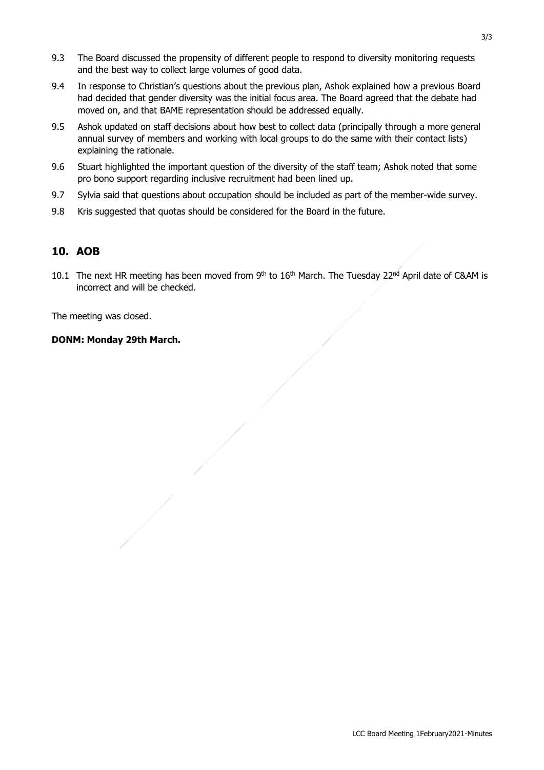9.3 The Board discussed the propensity of different people to respond to diversity monitoring requests and the best way to collect large volumes of good data.

9.4 In response to Christian's questions about the previous plan, Ashok explained how a previous Board had decided that gender diversity was the initial focus area. The Board agreed that the debate had moved on, and that BAME representation should be addressed equally.

9.5 Ashok updated on staff decisions about how best to collect data (principally through a more general annual survey of members and working with local groups to do the same with their contact lists) explaining the rationale.

9.6 Stuart highlighted the important question of the diversity of the staff team; Ashok noted that some pro bono support regarding inclusive recruitment had been lined up.

9.7 Sylvia said that questions about occupation should be included as part of the member-wide survey.

9.8 Kris suggested that quotas should be considered for the Board in the future.

## 10. AOB

10.1 The next HR meeting has been moved from 9th to 16th March. The Tuesday 22nd April date of C&AM is incorrect and will be checked.

The meeting was closed.

**DONM: Monday 29th March.**